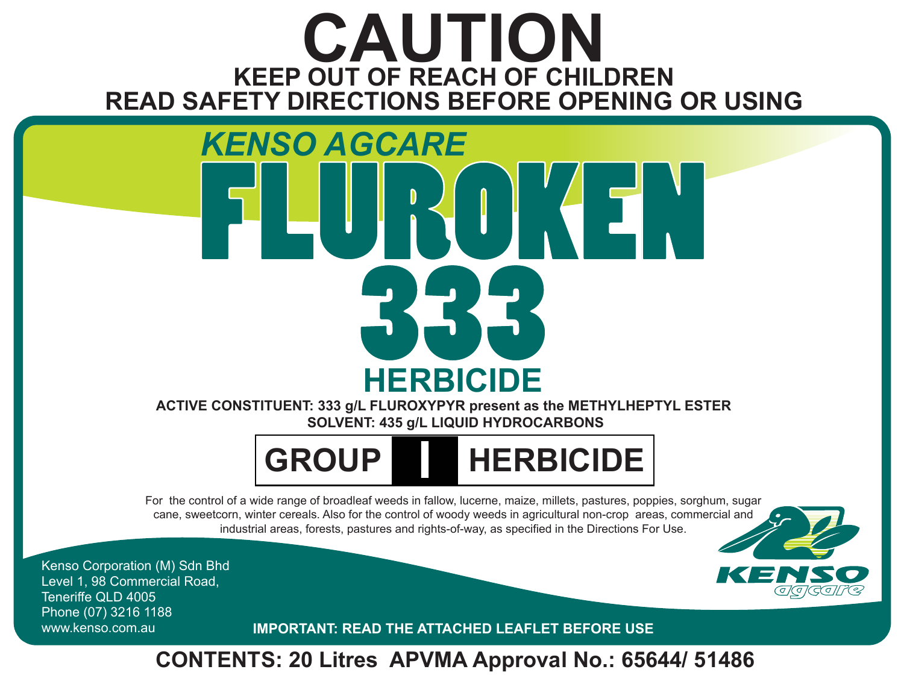# CAUTION

**KEEP OUT OF REACH OF CHILDREN**
**READ SAFETY DIRECTIONS BEFORE OPENING OR USING**

*KENSO AGCARE*

# FLUROKEN 333

## HERBICIDE

**ACTIVE CONSTITUENT: 333 g/L FLUROXYPYR present as the METHYLHEPTYL ESTER**
**SOLVENT: 435 g/L LIQUID HYDROCARBONS**

**GROUP I HERBICIDE**

For the control of a wide range of broadleaf weeds in fallow, lucerne, maize, millets, pastures, poppies, sorghum, sugar cane, sweetcorn, winter cereals. Also for the control of woody weeds in agricultural non-crop areas, commercial and industrial areas, forests, pastures and rights-of-way, as specified in the Directions For Use.

KENSO agcare

Kenso Corporation (M) Sdn Bhd
Level 1, 98 Commercial Road,
Teneriffe QLD 4005
Phone (07) 3216 1188
www.kenso.com.au

**IMPORTANT: READ THE ATTACHED LEAFLET BEFORE USE**

**CONTENTS: 20 Litres APVMA Approval No.: 65644/ 51486**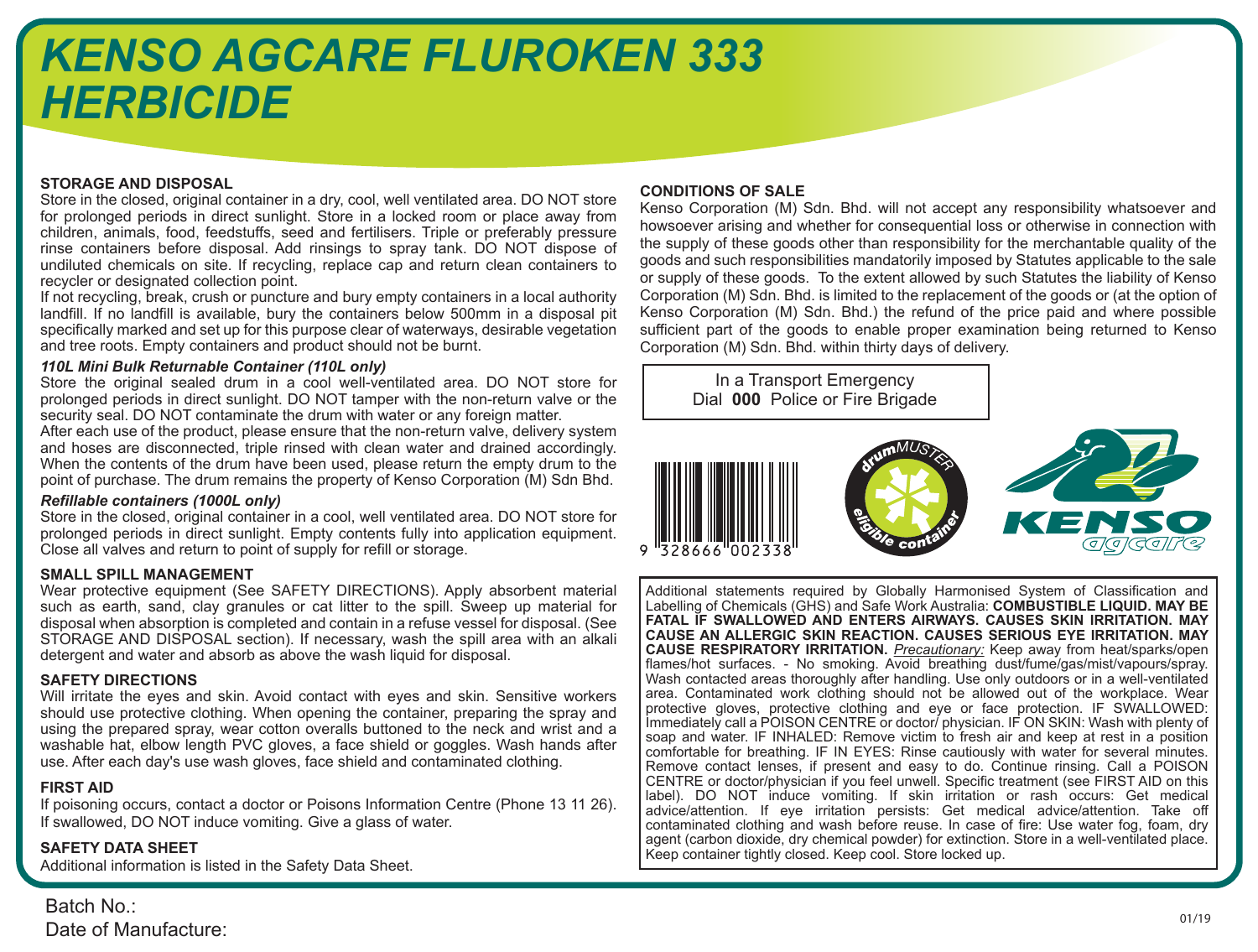# KENSO AGCARE FLUROKEN 333 HERBICIDE

## STORAGE AND DISPOSAL

Store in the closed, original container in a dry, cool, well ventilated area. DO NOT store for prolonged periods in direct sunlight. Store in a locked room or place away from children, animals, food, feedstuffs, seed and fertilisers. Triple or preferably pressure rinse containers before disposal. Add rinsings to spray tank. DO NOT dispose of undiluted chemicals on site. If recycling, replace cap and return clean containers to recycler or designated collection point.

If not recycling, break, crush or puncture and bury empty containers in a local authority landfill. If no landfill is available, bury the containers below 500mm in a disposal pit specifically marked and set up for this purpose clear of waterways, desirable vegetation and tree roots. Empty containers and product should not be burnt.

### *110L Mini Bulk Returnable Container (110L only)*

Store the original sealed drum in a cool well-ventilated area. DO NOT store for prolonged periods in direct sunlight. DO NOT tamper with the non-return valve or the security seal. DO NOT contaminate the drum with water or any foreign matter.

After each use of the product, please ensure that the non-return valve, delivery system and hoses are disconnected, triple rinsed with clean water and drained accordingly. When the contents of the drum have been used, please return the empty drum to the point of purchase. The drum remains the property of Kenso Corporation (M) Sdn Bhd.

### *Refillable containers (1000L only)*

Store in the closed, original container in a cool, well ventilated area. DO NOT store for prolonged periods in direct sunlight. Empty contents fully into application equipment. Close all valves and return to point of supply for refill or storage.

## SMALL SPILL MANAGEMENT

Wear protective equipment (See SAFETY DIRECTIONS). Apply absorbent material such as earth, sand, clay granules or cat litter to the spill. Sweep up material for disposal when absorption is completed and contain in a refuse vessel for disposal. (See STORAGE AND DISPOSAL section). If necessary, wash the spill area with an alkali detergent and water and absorb as above the wash liquid for disposal.

## SAFETY DIRECTIONS

Will irritate the eyes and skin. Avoid contact with eyes and skin. Sensitive workers should use protective clothing. When opening the container, preparing the spray and using the prepared spray, wear cotton overalls buttoned to the neck and wrist and a washable hat, elbow length PVC gloves, a face shield or goggles. Wash hands after use. After each day's use wash gloves, face shield and contaminated clothing.

## FIRST AID

If poisoning occurs, contact a doctor or Poisons Information Centre (Phone 13 11 26). If swallowed, DO NOT induce vomiting. Give a glass of water.

## SAFETY DATA SHEET

Additional information is listed in the Safety Data Sheet.

## CONDITIONS OF SALE

Kenso Corporation (M) Sdn. Bhd. will not accept any responsibility whatsoever and howsoever arising and whether for consequential loss or otherwise in connection with the supply of these goods other than responsibility for the merchantable quality of the goods and such responsibilities mandatorily imposed by Statutes applicable to the sale or supply of these goods. To the extent allowed by such Statutes the liability of Kenso Corporation (M) Sdn. Bhd. is limited to the replacement of the goods or (at the option of Kenso Corporation (M) Sdn. Bhd.) the refund of the price paid and where possible sufficient part of the goods to enable proper examination being returned to Kenso Corporation (M) Sdn. Bhd. within thirty days of delivery.

In a Transport Emergency
Dial **000** Police or Fire Brigade

9 328666 002338

drumMUSTER eligible container

KENSO agcare

Additional statements required by Globally Harmonised System of Classification and Labelling of Chemicals (GHS) and Safe Work Australia: **COMBUSTIBLE LIQUID. MAY BE FATAL IF SWALLOWED AND ENTERS AIRWAYS. CAUSES SKIN IRRITATION. MAY CAUSE AN ALLERGIC SKIN REACTION. CAUSES SERIOUS EYE IRRITATION. MAY CAUSE RESPIRATORY IRRITATION.** *Precautionary:* Keep away from heat/sparks/open flames/hot surfaces. - No smoking. Avoid breathing dust/fume/gas/mist/vapours/spray. Wash contacted areas thoroughly after handling. Use only outdoors or in a well-ventilated area. Contaminated work clothing should not be allowed out of the workplace. Wear protective gloves, protective clothing and eye or face protection. IF SWALLOWED: Immediately call a POISON CENTRE or doctor/ physician. IF ON SKIN: Wash with plenty of soap and water. IF INHALED: Remove victim to fresh air and keep at rest in a position comfortable for breathing. IF IN EYES: Rinse cautiously with water for several minutes. Remove contact lenses, if present and easy to do. Continue rinsing. Call a POISON CENTRE or doctor/physician if you feel unwell. Specific treatment (see FIRST AID on this label). DO NOT induce vomiting. If skin irritation or rash occurs: Get medical advice/attention. If eye irritation persists: Get medical advice/attention. Take off contaminated clothing and wash before reuse. In case of fire: Use water fog, foam, dry agent (carbon dioxide, dry chemical powder) for extinction. Store in a well-ventilated place. Keep container tightly closed. Keep cool. Store locked up.

Batch No.:
Date of Manufacture:

01/19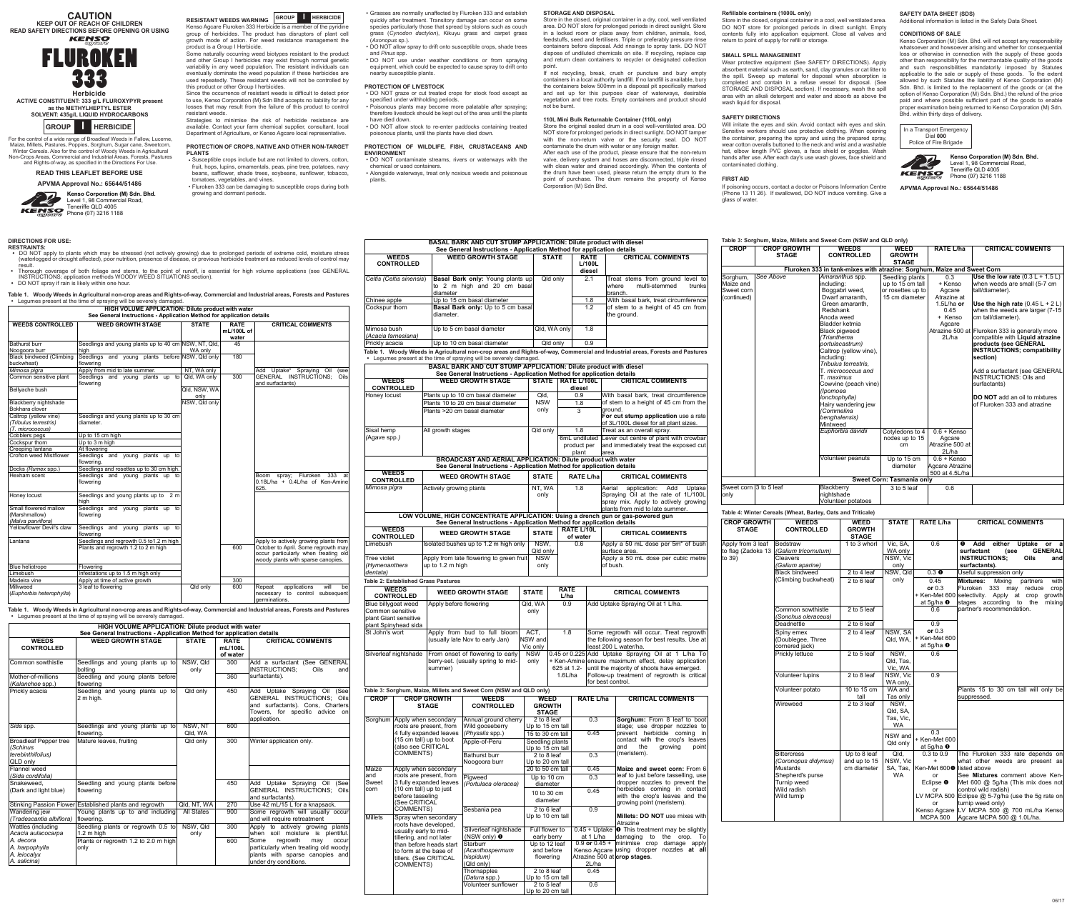# CAUTION

**KEEP OUT OF REACH OF CHILDREN**

**READ SAFETY DIRECTIONS BEFORE OPENING OR USING**

KENSO

# FLUROKEN 333

**Herbicide**

**ACTIVE CONSTITUENT: 333 g/L FLUROXYPYR present as the METHYLHEPTYL ESTER**

**SOLVENT: 435g/L LIQUID HYDROCARBONS**

**GROUP I HERBICIDE**

For the control of a wide range of Broadleaf Weeds in Fallow, Lucerne, Maize, Millets, Pastures, Poppies, Sorghum, Sugar cane, Sweetcorn, Winter Cereals. Also for the control of Woody Weeds in Agricultural Non-Crops Areas, Commercial and Industrial Areas, Forests, Pastures and Rights-of-way, as specified in the Directions For Use.

**READ THIS LEAFLET BEFORE USE**

**APVMA Approval No.: 65644/51486**

**Kenso Corporation (M) Sdn. Bhd.**
Level 1, 98 Commercial Road,
Teneriffe QLD 4005
Phone (07) 3216 1188

## RESISTANT WEEDS WARNING

**GROUP I HERBICIDE**

Kenso Agcare Fluroken 333 Herbicide is a member of the pyridine group of herbicides. The product has disruptors of plant cell growth mode of action. For weed resistance management the product is a Group I Herbicide.

Some naturally occurring weed biotypes resistant to the product and other Group I herbicides may exist through normal genetic variability in any weed population. The resistant individuals can eventually dominate the weed population if these herbicides are used repeatedly. These resistant weeds will not be controlled by this product or other Group I herbicides.

Since the occurrence of resistant weeds is difficult to detect prior to use, Kenso Corporation (M) Sdn Bhd accepts no liability for any losses that may result from the failure of this product to control resistant weeds.

Strategies to minimise the risk of herbicide resistance are available. Contact your farm chemical supplier, consultant, local Department of Agriculture, or Kenso Agcare local representative.

## PROTECTION OF CROPS, NATIVE AND OTHER NON-TARGET PLANTS

- Susceptible crops include but are not limited to clovers, cotton, fruit, hops, lupins, ornamentals, peas, pine tree, potatoes, navy beans, safflower, shade trees, soybeans, sunflower, tobacco, tomatoes, vegetables, and vines.
- Fluroken 333 can be damaging to susceptible crops during both growing and dormant periods.
- Grasses are normally unaffected by Fluroken 333 and establish quickly after treatment. Transitory damage can occur on some species particularly those that spread by stolons such as couch grass (*Cynodon dactylon*), Kikuyu grass and carpet grass (*Axonopus* sp.).
- DO NOT allow spray to drift onto susceptible crops, shade trees and *Pinus* spp.
- DO NOT use under weather conditions or from spraying equipment, which could be expected to cause spray to drift onto nearby susceptible plants.

## PROTECTION OF LIVESTOCK

- DO NOT graze or cut treated crops for stock food except as specified under withholding periods.
- Poisonous plants may become more palatable after spraying; therefore livestock should be kept out of the area until the plants have died down.
- DO NOT allow stock to re-enter paddocks containing treated poisonous plants, until the plants have died down.

## PROTECTION OF WILDLIFE, FISH, CRUSTACEANS AND ENVIRONMENT

- DO NOT contaminate streams, rivers or waterways with the chemical or used containers.
- Alongside waterways, treat only noxious weeds and poisonous plants.

## STORAGE AND DISPOSAL

Store in the closed, original container in a dry, cool, well ventilated area. DO NOT store for prolonged periods in direct sunlight. Store in a locked room or place away from children, animals, food, feedstuffs, seed and fertilisers. Triple or preferably pressure rinse containers before disposal. Add rinsings to spray tank. DO NOT dispose of undiluted chemicals on site. If recycling, replace cap and return clean containers to recycler or designated collection point.

If not recycling, break, crush or puncture and bury empty containers in a local authority landfill. If no landfill is available, bury the containers below 500mm in a disposal pit specifically marked and set up for this purpose clear of waterways, desirable vegetation and tree roots. Empty containers and product should not be burnt.

### 110L Mini Bulk Returnable Container (110L only)

Store the original sealed drum in a cool well-ventilated area. DO NOT store for prolonged periods in direct sunlight. DO NOT tamper with the non-return valve or the security seal. DO NOT contaminate the drum with water or any foreign matter.

After each use of the product, please ensure that the non-return valve, delivery system and hoses are disconnected, triple rinsed with clean water and drained accordingly. When the contents of the drum have been used, please return the empty drum to the point of purchase. The drum remains the property of Kenso Corporation (M) Sdn Bhd.

### Refillable containers (1000L only)

Store in the closed, original container in a cool well ventilated area. DO NOT store for prolonged periods in direct sunlight. Empty contents fully into application equipment. Close all valves and return to point of supply for refill or storage.

## SMALL SPILL MANAGEMENT

Wear protective equipment (See SAFETY DIRECTIONS). Apply absorbent material such as earth, sand, clay granules or cat litter to the spill. Sweep up material for disposal when absorption is completed and contain in a refuse vessel for disposal. (See STORAGE AND DISPOSAL section). If necessary, wash the spill area with an alkali detergent and water and absorb as above the wash liquid for disposal.

## SAFETY DIRECTIONS

Will irritate the eyes and skin. Avoid contact with eyes and skin. Sensitive workers should use protective clothing. When opening the container, preparing the spray and using the prepared spray, wear cotton overalls buttoned to the neck and wrist and a washable hat, elbow length PVC gloves, a face shield or goggles. Wash hands after use. After each day's use wash gloves, face shield and contaminated clothing.

## FIRST AID

If poisoning occurs, contact a doctor or Poisons Information Centre (Phone 13 11 26). If swallowed, DO NOT induce vomiting. Give a glass of water.

## SAFETY DATA SHEET (SDS)

Additional information is listed in the Safety Data Sheet.

## CONDITIONS OF SALE

Kenso Corporation (M) Sdn. Bhd. will not accept any responsibility whatsoever and howsoever arising and whether for consequential loss or otherwise in connection with the supply of these goods other than responsibility for the merchantable quality of the goods and such responsibilities mandatorily imposed by Statutes applicable to the sale or supply of these goods. To the extent allowed by such Statutes the liability of Kenso Corporation (M) Sdn. Bhd. is limited to the replacement of the goods or (at the option of Kenso Corporation (M) Sdn. Bhd.) the refund of the price paid and where possible sufficient part of the goods to enable proper examination being returned to Kenso Corporation (M) Sdn. Bhd. within thirty days of delivery.

In a Transport Emergency
Dial **000**
Police of Fire Brigade

**Kenso Corporation (M) Sdn. Bhd.**
Level 1, 98 Commercial Road,
Teneriffe QLD 4005
Phone (07) 3216 1188

**APVMA Approval No.: 65644/51486**

## DIRECTIONS FOR USE:

**RESTRAINTS:**

- DO NOT apply to plants which may be stressed (not actively growing) due to prolonged periods of extreme cold, moisture stress (waterlogged or drought affected), poor nutrition, presence of disease, or previous herbicide treatment as reduced levels of control may result.
- Thorough coverage of both foliage and stems, to the point of runoff, is essential for high volume applications (see GENERAL INSTRUCTIONS; application methods WOODY WEED SITUATIONS section).
- DO NOT spray if rain is likely within one hour.

**Table 1. Woody Weeds in Agricultural non-crop areas and Rights-of-way, Commercial and Industrial areas, Forests and Pastures**

- Legumes present at the time of spraying will be severely damaged.

| HIGH VOLUME APPLICATION: Dilute product with water<br>See General Instructions - Application Method for application details | | | | |
|---|---|---|---|---|
| **WEEDS CONTROLLED** | **WEED GROWTH STAGE** | **STATE** | **RATE mL/100L of water** | **CRITICAL COMMENTS** |
| Bathurst burr<br>Noogoora burr | Seedlings and young plants up to 40 cm high | NSW, NT, Qld, WA only | 45 | |
| Black bindweed (Climbing buckwheat) | Seedlings and young plants before flowering | NSW, Qld only | 180 | |
| *Mimosa pigra* | Apply from mid to late summer. | NT, WA only | | Add Uptake* Spraying Oil (see GENERAL INSTRUCTIONS; Oils and surfactants) |
| Common sensitive plant | Seedlings and young plants up to flowering | Qld, WA only | 300 | |
| Bellyache bush | | Qld, NSW, WA only | | |
| Blackberry nightshade<br>Bokhara clover | | NSW, Qld only | | |
| Caltrop (yellow vine) (*Tribulus terrestris*) (*T. micrococcus*) | Seedlings and young plants up to 30 cm diameter. | | | |
| Cobblers pegs | Up to 15 cm high | | | |
| Cockspur thorn | Up to 3 m high | | | |
| Creeping lantana | At flowering | | | |
| Crofton weed Mistflower | Seedlings and young plants up to flowering. | | | |
| Docks (*Rumex* spp.) | Seedlings and rosettes up to 30 cm high. | | | |
| Hexham scent | Seedlings and young plants up to flowering | | | Boom spray; Fluroken 333 at 0.18L/ha + 0.4L/ha of Ken-Amine 625. |
| Honey locust | Seedlings and young plants up to 2 m high | | | |
| Small flowered mallow (Marshmallow) (*Malva parviflora*) | Seedlings and young plants up to flowering | | | |
| Yellowflower Devil's claw | Seedlings and young plants up to flowering | | | |
| Lantana | Seedlings and regrowth 0.5 to1.2 m high | | | Apply to actively growing plants from October to April. Some regrowth may occur particularly when treating old woody plants with sparse canopies. |
| | Plants and regrowth 1.2 to 2 m high | | 600 | |
| Blue heliotrope | Flowering | | | |
| Limebush | Infestations up to 1.5 m high only | | | |
| Madeira vine | Apply at time of active growth | | 300 | |
| Milkweed (*Euphorbia heterophylla*) | 3 leaf to flowering | Qld only | 600 | Repeat applications will be necessary to control subsequent germinations. |

**Table 1. Woody Weeds in Agricultural non-crop areas and Rights-of-way, Commercial and Industrial areas, Forests and Pastures**

- Legumes present at the time of spraying will be severely damaged.

| HIGH VOLUME APPLICATION: Dilute product with water<br>See General Instructions - Application Method for application details | | | | |
|---|---|---|---|---|
| **WEEDS CONTROLLED** | **WEED GROWTH STAGE** | **STATE** | **RATE mL/100L of water** | **CRITICAL COMMENTS** |
| Common sowthistle | Seedlings and young plants up to bolting | NSW, Qld only | 300 | Add a surfactant (See GENERAL INSTRUCTIONS; Oils and surfactants). |
| Mother-of-millions (*Kalanchoe* spp.) | Seedling and young plants before flowering | | 360 | |
| Prickly acacia | Seedling and young plants up to 2 m high. | Qld only | 450 | Add Uptake Spraying Oil (See GENERAL INSTRUCTIONS; Oils and surfactants). Cons, Charters Towers, for specific advice on application. |
| *Sida* spp. | Seedlings and young plants up to flowering. | NSW, NT Qld, WA | 600 | |
| Broadleaf Pepper tree (*Schinus terebinthifolius*) QLD only | Mature leaves, fruiting | Qld only | 300 | Winter application only. |
| Flannel weed (*Sida cordifolia*) | | | | |
| Snakeweed, (Dark and light blue) | Seedling and young plants before flowering | | 450 | Add Uptake Spraying Oil (See GENERAL INSTRUCTIONS; Oils and surfactants). |
| Stinking Passion Flower | Established plants and regrowth | Qld, NT, WA | 270 | Use 42 mL/15 L for a knapsack. |
| Wandering jew (*Tradescantia albiflora*) | Young plants up to and including flowering. | All States | 900 | Some regrowth will usually occur and will require retreatment |
| Wattles (including *Acacia aulacocarpa* | Seedling plants or regrowth 0.5 to 1.2 m high | NSW, Qld only | 300 | Apply to actively growing plants when soil moisture is plentiful. |
| *A. decora*<br>*A. harpophylla*<br>*A. leiocalyx*<br>*A. salicina*) | Plants or regrowth 1.2 to 2.0 m high only | | 600 | Some regrowth may occur particularly when treating old woody plants with sparse canopies and under dry conditions. |

| BASAL BARK AND CUT STUMP APPLICATION: Dilute product with diesel<br>See General Instructions - Application Method for application details | | | | |
|---|---|---|---|---|
| **WEEDS CONTROLLED** | **WEED GROWTH STAGE** | **STATE** | **RATE L/100L diesel** | **CRITICAL COMMENTS** |
| *Celtis (Celtis sinensis)* | **Basal Bark only:** Young plants up to 2 m high and 20 cm basal diameter | Qld only | 2.1 | Treat stems from ground level to branch. where multi-stemmed trunks |
| Chinee apple | Up to 15 cm basal diameter | | 1.8 | With basal bark, treat circumference of stem to a height of 45 cm from the ground. |
| Cockspur thorn | **Basal Bark only:** Up to 5 cm basal diameter. | | 1.2 | |
| Mimosa bush (*Acacia farnesiana*) | Up to 5 cm basal diameter | Qld, WA only | 1.8 | |
| Prickly acacia | Up to 10 cm basal diameter | Qld only | 0.9 | |

**Table 1. Woody Weeds in Agricultural non-crop areas and Rights-of-way, Commercial and Industrial areas, Forests and Pastures**

- Legumes present at the time of spraying will be severely damaged.

| BASAL BARK AND CUT STUMP APPLICATION: Dilute product with diesel<br>See General Instructions - Application Method for application details | | | | |
|---|---|---|---|---|
| **WEEDS CONTROLLED** | **WEED GROWTH STAGE** | **STATE** | **RATE L/100L diesel** | **CRITICAL COMMENTS** |
| Honey locust | Plants up to 10 cm basal diameter | Qld, NSW only | 0.9 | With basal bark, treat circumference of stem to a height of 45 cm from the ground.<br>**For cut stump application** use a rate of 3L/100L diesel for all plant sizes. |
| | Plants 10 to 20 cm basal diameter | | 1.8 | |
| | Plants >20 cm basal diameter | | 3 | |
| Sisal hemp (*Agave spp.*) | All growth stages | Qld only | 1.8 | Treat as an overall spray. |
| | | | 6mL undiluted product per plant | Lever out centre of plant with crowbar and immediately treat the exposed cut area. |
| **BROADCAST AND AERIAL APPLICATION: Dilute product with water**<br>**See General Instructions - Application Method for application details** | | | | |
| **WEEDS CONTROLLED** | **WEED GROWTH STAGE** | **STATE** | **RATE L/ha** | **CRITICAL COMMENTS** |
| *Mimosa pigra* | Actively growing plants | NT, WA only | 1.8 | Aerial application: Add Uptake Spraying Oil at the rate of 1L/100L spray mix. Apply to actively growing plants from mid to late summer. |
| **LOW VOLUME, HIGH CONCENTRATE APPLICATION: Using a drench gun or gas-powered gun**<br>**See General Instructions - Application Method for application details** | | | | |
| **WEEDS CONTROLLED** | **WEED GROWTH STAGE** | **STATE** | **RATE L/10L of water** | **CRITICAL COMMENTS** |
| Limebush | Isolated bushes up to 1.2 m high only | NSW, Qld only | 0.6 | Apply a 50 mL dose per 5m² of bush surface area. |
| Tree violet (*Hymenanthera dentata*) | Apply from late flowering to green fruit up to 1.2 m high | NSW only | | Apply a 50 mL dose per cubic metre of bush. |

**Table 2: Established Grass Pastures**

| WEEDS CONTROLLED | WEED GROWTH STAGE | STATE | RATE L/ha | CRITICAL COMMENTS |
|---|---|---|---|---|
| Blue billygoat weed<br>Common sensitive plant Giant sensitive plant Spinyhead sida | Apply before flowering | Qld, WA only | 0.9 | Add Uptake Spraying Oil at 1 L/ha. |
| St John's wort | Apply from bud to full bloom (usually late Nov to early Jan) | ACT, NSW and Vic only | 1.8 | Some regrowth will occur. Treat regrowth the following season for best results. Use at least 200 L water/ha. |
| Silverleaf nightshade | From onset of flowering to early berry-set. (usually spring to mid-summer) | NSW only | 0.45 or 0.225 + Ken-Amine 625 at 1.2-1.6L/ha | Add Uptake Spraying Oil at 1 L/ha To ensure maximum effect, delay application until the majority of shoots have emerged. Follow-up treatment of regrowth is critical for best control. |

**Table 3: Sorghum, Maize, Millets and Sweet Corn (NSW and QLD only)**

| CROP | CROP GROWTH STAGE | WEEDS CONTROLLED | WEED GROWTH STAGE | RATE L/ha | CRITICAL COMMENTS |
|---|---|---|---|---|---|
| Sorghum | Apply when secondary roots are present, from 4 fully expanded leaves (15 cm tall) up to boot (also see CRITICAL COMMENTS) | Annual ground cherry | 2 to 8 leaf | 0.3 | **Sorghum:** From 8 leaf to boot stage; use dropper nozzles to prevent herbicide coming in contact with the crop's leaves and the growing point (meristem). |
| | | Wild gooseberry (*Physalis* spp.) | Up to 15 cm tall<br>15 to 30 cm tall | 0.45 | |
| | | Apple-of-Peru | Seedling plants Up to 15 cm tall | | |
| | | Bathurst burr<br>Noogoora burr | 2 to 8 leaf<br>Up to 20 cm tall | 0.3 | |
| Maize and Sweet corn | Apply when secondary roots are present, from 3 fully expanded leaves (10 cm tall) up to just before tasseling (See CRITICAL COMMENTS) | | 20 to 50 cm tall | 0.45 | **Maize and sweet corn:** From 6 leaf to just before tasselling, use dropper nozzles to prevent the herbicides coming in contact with the crop's leaves and the growing point (meristem). |
| | | Pigweed (*Portulaca oleracea*) | Up to 10 cm diameter | 0.3 | |
| | | | 10 to 30 cm diameter | 0.45 | |
| | | Sesbania pea | 2 to 6 leaf<br>Up to 10 cm tall | 0.9 | |
| Millets | Spray when secondary roots have developed, usually early to mid-tillering, and not later than before heads start to form at the base of tillers. (See CRITICAL COMMENTS) | Silverleaf nightshade (NSW only) ❶ | Full flower to early berry | 0.45 + Uptake at 1 L/ha | **Millets: DO NOT** use mixes with Atrazine<br>❶ This treatment may be slightly damaging to the crop. To minimise crop damage apply using dropper nozzles at **all crop stages**. |
| | | Starburr (*Acanthospermum hispidum*) (Qld only) | Up to 12 leaf and before flowering | 0.9 or 0.45 + Kenso Agcare Atrazine 500 at 2L/ha | |
| | | Thornapples (*Datura* spp.) | 2 to 8 leaf<br>Up to 15 cm tall | 0.45 | |
| | | Volunteer sunflower | 2 to 5 leaf<br>Up to 20 cm tall | 0.6 | |

**Table 3: Sorghum, Maize, Millets and Sweet Corn (NSW and QLD only)**

| CROP | CROP GROWTH STAGE | WEED CONTROLLED | WEED GROWTH STAGE | RATE L/ha | CRITICAL COMMENTS |
|---|---|---|---|---|---|
| **Fluroken 333 in tank-mixes with atrazine: Sorghum, Maize and Sweet Corn** | | | | | |
| Sorghum, Maize and Sweet corn (continued) | See Above | *Amaranthus* spp. including: Boggabri weed, Dwarf amaranth, Green amaranth, Redshank<br>Anoda weed<br>Bladder ketmia<br>Black pigweed (*Trianthema portulacastrum*)<br>Caltrop (yellow vine), including: *Tribulus terrestris*, *T. micrococcus* and *T. maximus*<br>Cowvine (peach vine) (*Ipomoea lonchophylla*)<br>Hairy wandering jew (*Commelina benghalensis*)<br>Mintweed | Seedling plants up to 15 cm tall or rosettes up to 15 cm diameter | 0.3 + Kenso Agcare Atrazine at 1.5L/ha **or** 0.45 + Kenso Agcare Atrazine 500 at 2L/ha | **Use the low rate** (0.3 L + 1.5 L) when weeds are small (5-7 cm tall/diameter).<br>**Use the high rate** (0.45 L + 2 L) when the weeds are larger (7-15 cm tall/diameter).<br>Fluroken 333 is generally more compatible with **Liquid atrazine products (see GENERAL INSTRUCTIONS; compatibility section)**<br>Add a surfactant (see GENERAL INSTRUCTIONS: Oils and surfactants)<br>**DO NOT** add an oil to mixtures of Fluroken 333 and atrazine |
| | | *Euphorbia davidii* | Cotyledons to 4 nodes up to 15 cm | 0.6 + Kenso Agcare Atrazine 500 at 2L/ha | |
| | | Volunteer peanuts | Up to 15 cm diameter | 0.6 + Kenso Agcare Atrazine 500 at 4.5L/ha | |
| **Sweet Corn: Tasmania only** | | | | | |
| Sweet corn only | 3 to 5 leaf | Blackberry nightshade<br>Volunteer potatoes | 3 to 5 leaf | 0.6 | |

**Table 4: Winter Cereals (Wheat, Barley, Oats and Triticale)**

| CROP GROWTH STAGE | WEEDS CONTROLLED | WEED GROWTH STAGE | STATE | RATE L/ha | CRITICAL COMMENTS |
|---|---|---|---|---|---|
| Apply from 3 leaf to flag (Zadoks 13 to 39) | Bedstraw (*Galium tricornutum*)<br>Cleavers (*Galium aparine*) | 1 to 3 whorl | Vic, SA, WA only<br>NSW, Vic only | 0.6 | ❶ Add either Uptake or a surfactant (see **GENERAL INSTRUCTIONS; Oils and surfactants).** |
| | Black bindweed (Climbing buckwheat) | 2 to 4 leaf | NSW, Qld only | 0.3 ❶ | Useful suppression only |
| | | 2 to 6 leaf | | 0.45 **or** 0.3 + Ken-Met 600 at 5g/ha ❶ | **Mixtures:** Mixing partners with Fluroken 333 may reduce crop selectivity. Apply at crop growth stages according to the mixing partner's recommendation. |
| | Common sowthistle (*Sonchus oleraceus*) | 2 to 5 leaf | | 0.6 | |
| | Deadnettle | 2 to 6 leaf | | 0.9 | |
| | Spiny emex (Doublegee, Three cornered jack) | 2 to 4 leaf | NSW, SA Qld, WA, | **or** 0.3 + Ken-Met 600 at 5g/ha ❶ | |
| | Prickly lettuce | 2 to 5 leaf | NSW, Qld, Tas, Vic, WA | 0.6 | |
| | Volunteer lupins | 2 to 8 leaf | NSW, Vic WA only, | 0.9 | |
| | Volunteer potato | 10 to 15 cm tall | WA and Tas only | | Plants 15 to 30 cm tall will only be suppressed. |
| | Wireweed | 2 to 3 leaf | NSW, Qld, Tas, Vic, WA | | |
| | | | NSW and Qld only | 0.3 + Ken-Met 600 at 5g/ha ❶ | |
| | Bittercress (*Coronopus didymus*)<br>Mustards<br>Shepherd's purse<br>Turnip weed<br>Wild radish<br>Wild turnip | Up to 8 leaf and up to 15 cm diameter | Qld, NSW, Vic SA, Tas, WA | 0.3 to 0.9 + Ken-Met 600❶ or Eclipse ❶ or LV MCPA 500 or Kenso Agcare MCPA 500 | The Fluroken 333 rate depends on what other weeds are present as listed above<br>See **Mixtures** comment above Ken-Met 600 @ 5g/ha (This mix does not control wild radish)<br>Eclipse @ 5-7g/ha (use the 5g rate on turnip weed only)<br>LV MCPA 500 @ 700 mL/ha Kenso Agcare MCPA 500 @ 1.0L/ha. |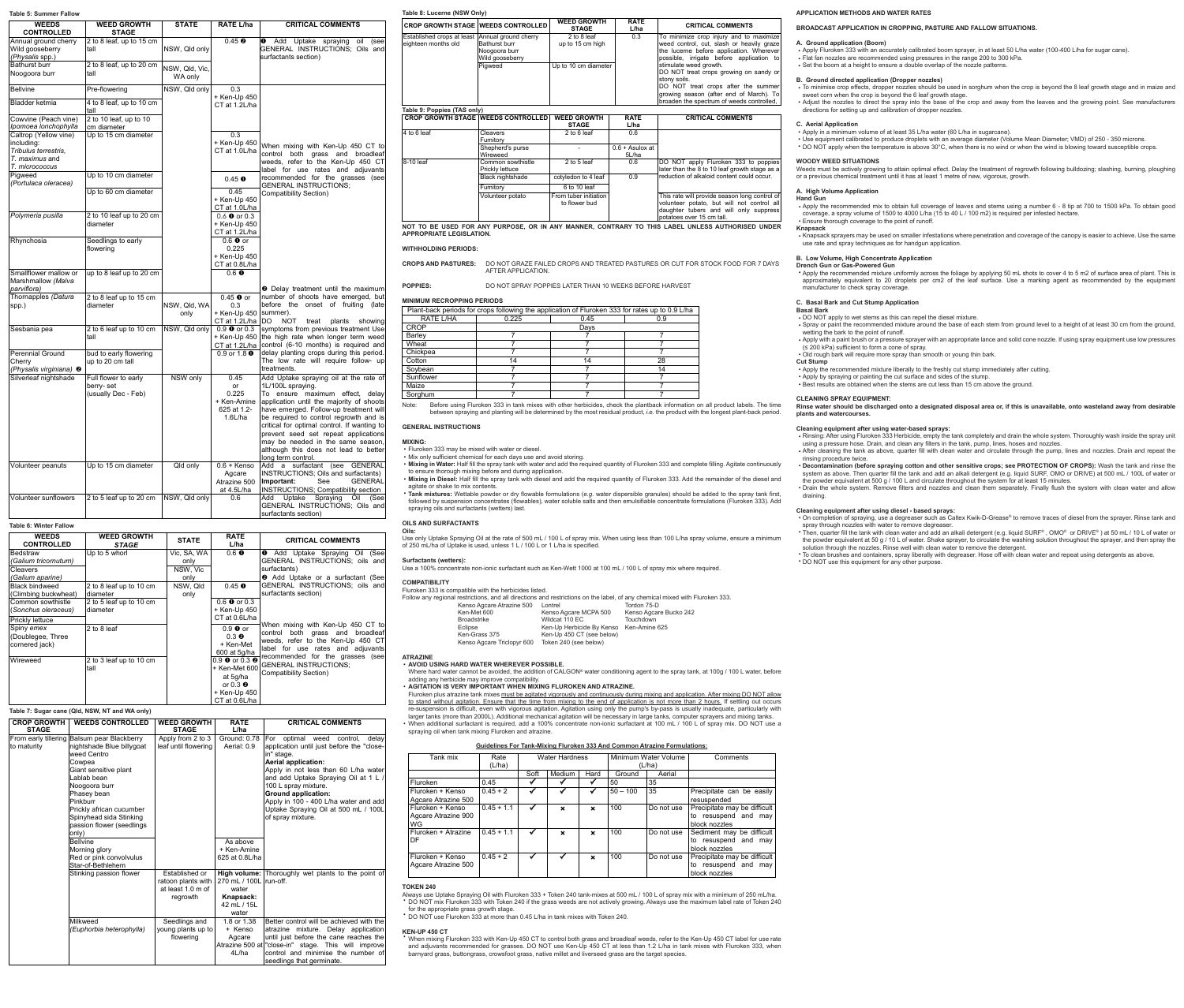**Table 5: Summer Fallow**

| WEEDS CONTROLLED | WEED GROWTH STAGE | STATE | RATE L/ha | CRITICAL COMMENTS |
|---|---|---|---|---|
| Annual ground cherry Wild gooseberry (*Physalis* spp.) | 2 to 8 leaf, up to 15 cm tall | NSW, Qld only | 0.45 ❷ | ❶ Add Uptake spraying oil (see GENERAL INSTRUCTIONS; Oils and surfactants section) |
| Bathurst burr Noogoora burr | 2 to 8 leaf, up to 20 cm tall | NSW, Qld, Vic, WA only | | |
| Bellvine | Pre-flowering | NSW, Qld only | 0.3 + Ken-Up 450 CT at 1.2L/ha | |
| Bladder ketmia | 4 to 8 leaf, up to 10 cm tall | | | |
| Cowvine (Peach vine) *Ipomoea lonchophylla* | 2 to 10 leaf, up to 10 cm diameter | | | |
| Caltrop (Yellow vine) including: *Tribulus terrestris, T. maximus* and *T. micrococcus* | Up to 15 cm diameter | | 0.3 + Ken-Up 450 CT at 1.0L/ha | When mixing with Ken-Up 450 CT to control both grass and broadleaf weeds, refer to the Ken-Up 450 CT label for use rates and adjuvants recommended for the grasses (see GENERAL INSTRUCTIONS; Compatibility Section) |
| Pigweed (*Portulaca oleracea*) | Up to 10 cm diameter | | 0.45 ❶ | |
| | Up to 60 cm diameter | | 0.45 + Ken-Up 450 CT at 1.0L/ha | |
| *Polymeria pusilla* | 2 to 10 leaf up to 20 cm diameter | | 0.6 ❶ or 0.3 + Ken-Up 450 CT at 1.2L/ha | |
| Rhynchosia | Seedlings to early flowering | | 0.6 ❶ or 0.225 + Ken-Up 450 CT at 0.8L/ha | |
| Smallflower mallow or Marshmallow (*Malva parviflora*) | up to 8 leaf up to 20 cm | | 0.6 ❶ | |
| Thornapples (*Datura* spp.) | 2 to 8 leaf up to 15 cm diameter | NSW, Qld, WA only | 0.45 ❶ or 0.3 + Ken-Up 450 CT at 1.2L/ha | ❷ Delay treatment until the maximum number of shoots have emerged, but before the onset of fruiting (late summer). DO NOT treat plants showing symptoms from previous treatment Use the high rate when longer term weed control (6-10 months) is required and delay planting crops during this period. The low rate will require follow- up treatments. |
| Sesbania pea | 2 to 6 leaf up to 10 cm tall | NSW, Qld only | 0.9 ❶ or 0.3 + Ken-Up 450 CT at 1.2L/ha | |
| Perennial Ground Cherry (*Physalis virginiana*) ❷ | bud to early flowering up to 20 cm tall | | 0.9 or 1.8 ❶ | |
| Silverleaf nightshade | Full flower to early berry- set (usually Dec - Feb) | NSW only | 0.45 or 0.225 + Ken-Amine 625 at 1.2-1.6L/ha | Add Uptake spraying oil at the rate of 1L/100L spraying. To ensure maximum effect, delay application until the majority of shoots have emerged. Follow-up treatment will be required to control regrowth and is critical for optimal control. If wanting to prevent seed set repeat applications may be needed in the same season, although this does not lead to better long term control. |
| Volunteer peanuts | Up to 15 cm diameter | Qld only | 0.6 + Kenso Agcare Atrazine 500 at 4.5L/ha | Add a surfactant (see GENERAL INSTRUCTIONS; Oils and surfactants) **Important:** See GENERAL INSTRUCTIONS; Compatibility section |
| Volunteer sunflowers | 2 to 5 leaf up to 20 cm | NSW, Qld only | 0.6 | Add Uptake Spraying Oil (See GENERAL INSTRUCTIONS; Oils and surfactants section) |

**Table 6: Winter Fallow**

| WEEDS CONTROLLED | WEED GROWTH *STAGE* | STATE | RATE L/ha | CRITICAL COMMENTS |
|---|---|---|---|---|
| Bedstraw (*Galium tricornutum*) | Up to 5 whorl | Vic, SA, WA only | 0.6 ❶ | ❶ Add Uptake Spraying Oil (See GENERAL INSTRUCTIONS; oils and surfactants) ❷ Add Uptake or a surfactant (See GENERAL INSTRUCTIONS; oils and surfactants section) |
| Cleavers (*Galium aparine*) | | NSW, Vic only | | |
| Black bindweed (Climbing buckwheat) | 2 to 8 leaf up to 10 cm diameter | NSW, Qld only | 0.45 ❶ | |
| Common sowthistle (*Sonchus oleraceus*) | 2 to 5 leaf up to 10 cm diameter | | 0.6 ❶ or 0.3 + Ken-Up 450 CT at 0.6L/ha | When mixing with Ken-Up 450 CT to control both grass and broadleaf weeds, refer to the Ken-Up 450 CT label for use rates and adjuvants recommended for the grasses (see GENERAL INSTRUCTIONS; Compatibility Section) |
| Prickly lettuce | | | | |
| Spiny *emex* (Doublegee, Three cornered jack) | 2 to 8 leaf | | 0.9 ❶ or 0.3 ❷ + Ken-Met 600 at 5g/ha | |
| Wireweed | 2 to 3 leaf up to 10 cm tall | | 0.9 ❶ or 0.3 ❷ + Ken-Met 600 at 5g/ha or 0.3 ❷ + Ken-Up 450 CT at 0.6L/ha | |

**Table 7: Sugar cane (Qld, NSW, NT and WA only)**

| CROP GROWTH STAGE | WEEDS CONTROLLED | WEED GROWTH STAGE | RATE L/ha | CRITICAL COMMENTS |
|---|---|---|---|---|
| From early tillering to maturity | Balsum pear Blackberry nightshade Blue billygoat weed Centro Cowpea Giant sensitive plant Lablab bean Noogoora burr Phasey bean Pinkburr Prickly african cucumber Spinyhead sida Stinking passion flower (seedlings only) | Apply from 2 to 3 leaf until flowering | Ground: 0.78 Aerial: 0.9 | For optimal weed control, delay application until just before the "close-in" stage. **Aerial application:** Apply in not less than 60 L/ha water and add Uptake Spraying Oil at 1 L / 100 L spray mixture. **Ground application:** Apply in 100 - 400 L/ha water and add Uptake Spraying Oil at 500 mL / 100L of spray mixture. |
| | Bellvine Morning glory Red or pink convolvulus Star-of-Bethlehem | | As above + Ken-Amine 625 at 0.8L/ha | |
| | Stinking passion flower | Established or ratoon plants with at least 1.0 m of regrowth | **High volume:** 270 mL / 100L water **Knapsack:** 42 mL / 15L water | Thoroughly wet plants to the point of run-off. |
| | Milkweed (*Euphorbia heterophylla*) | Seedlings and young plants up to flowering | 1.8 or 1.38 + Kenso Agcare Atrazine 500 at 4L/ha | Better control will be achieved with the atrazine mixture. Delay application until just before the cane reaches the "close-in" stage. This will improve control and minimise the number of seedlings that germinate. |

**Table 8: Lucerne (NSW Only)**

| CROP GROWTH STAGE | WEEDS CONTROLLED | WEED GROWTH STAGE | RATE L/ha | CRITICAL COMMENTS |
|---|---|---|---|---|
| Established crops at least eighteen months old | Annual ground cherry Bathurst burr Noogoora burr Wild gooseberry | 2 to 8 leaf up to 15 cm high | 0.3 | To minimize crop injury and to maximize weed control, cut, slash or heavily graze the lucerne before application. Wherever possible, irrigate before application to stimulate weed growth. DO NOT treat crops growing on sandy or stony soils. DO NOT treat crops after the summer growing season (after end of March). To broaden the spectrum of weeds controlled, |
| | Pigweed | Up to 10 cm diameter | | |

**Table 9: Poppies (TAS only)**

| CROP GROWTH STAGE | WEEDS CONTROLLED | WEED GROWTH STAGE | RATE L/ha | CRITICAL COMMENTS |
|---|---|---|---|---|
| 4 to 6 leaf | Cleavers Fumitory | 2 to 6 leaf | 0.6 | |
| | Shepherd's purse Wireweed | - | 0.6 + Asulox at 5L/ha | |
| 8-10 leaf | Common sowthistle Prickly lettuce | 2 to 5 leaf | 0.6 | DO NOT apply Fluroken 333 to poppies later than the 8 to 10 leaf growth stage as a reduction of alkaloid content could occur. |
| | Black nightshade | cotyledon to 4 leaf | 0.9 | |
| | Fumitory | 6 to 10 leaf | | |
| | Volunteer potato | From tuber initiation to flower bud | | This rate will provide season long control of volunteer potato, but will not control all daughter tubers and will only suppress potatoes over 15 cm tall. |

**NOT TO BE USED FOR ANY PURPOSE, OR IN ANY MANNER, CONTRARY TO THIS LABEL UNLESS AUTHORISED UNDER APPROPRIATE LEGISLATION.**

**WITHHOLDING PERIODS:**

**CROPS AND PASTURES:** DO NOT GRAZE FAILED CROPS AND TREATED PASTURES OR CUT FOR STOCK FOOD FOR 7 DAYS AFTER APPLICATION.

**POPPIES:** DO NOT SPRAY POPPIES LATER THAN 10 WEEKS BEFORE HARVEST

**MINIMUM RECROPPING PERIODS**

| Plant-back periods for crops following the application of Fluroken 333 for rates up to 0.9 L/ha | | | |
|---|---|---|---|
| RATE L/HA | 0.225 | 0.45 | 0.9 |
| CROP | | Days | |
| Barley | 7 | 7 | 7 |
| Wheat | 7 | 7 | 7 |
| Chickpea | 7 | 7 | 7 |
| Cotton | 14 | 14 | 28 |
| Soybean | 7 | 7 | 14 |
| Sunflower | 7 | 7 | 7 |
| Maize | 7 | 7 | 7 |
| Sorghum | 7 | 7 | 7 |

Note: Before using Fluroken 333 in tank mixes with other herbicides, check the plantback information on all product labels. The time between spraying and planting will be determined by the most residual product, *i.e.* the product with the longest plant-back period.

**GENERAL INSTRUCTIONS**

**MIXING:**

- Fluroken 333 may be mixed with water or diesel.
- Mix only sufficient chemical for each days use and avoid storing.
- **Mixing in Water:** Half fill the spray tank with water and add the required quantity of Fluroken 333 and complete filling. Agitate continuously to ensure thorough mixing before and during application.
- **Mixing in Diesel:** Half fill the spray tank with diesel and add the required quantity of Fluroken 333. Add the remainder of the diesel and agitate or shake to mix contents.
- **Tank mixtures:** Wettable powder or dry flowable formulations (*e.g.* water dispersible granules) should be added to the spray tank first, followed by suspension concentrates (flowables), water soluble salts and then emulsifiable concentrate formulations (Fluroken 333). Add spraying oils and surfactants (wetters) last.

**OILS AND SURFACTANTS**

**Oils:**

Use only Uptake Spraying Oil at the rate of 500 mL / 100 L of spray mix. When using less than 100 L/ha spray volume, ensure a minimum of 250 mL/ha of Uptake is used, unless 1 L / 100 L or 1 L/ha is specified.

**Surfactants (wetters):**

Use a 100% concentrate non-ionic surfactant such as Ken-Wett 1000 at 100 mL / 100 L of spray mix where required.

**COMPATIBILITY**

Fluroken 333 is compatible with the herbicides listed.

Follow any regional restrictions, and all directions and restrictions on the label, of any chemical mixed with Fluroken 333.

| | | |
|---|---|---|
| Kenso Agcare Atrazine 500 | Lontrel | Tordon 75-D |
| Ken-Met 600 | Kenso Agcare MCPA 500 | Kenso Agcare Bucko 242 |
| Broadstrike | Wildcat 110 EC | Touchdown |
| Eclipse | Ken-Up Herbicide By Kenso | Ken-Amine 625 |
| Ken-Grass 375 | Ken-Up 450 CT (see below) | |
| Kenso Agcare Triclopyr 600 | Token 240 (see below) | |

**ATRAZINE**

- **AVOID USING HARD WATER WHEREVER POSSIBLE.**
  Where hard water cannot be avoided, the addition of CALGON® water conditioning agent to the spray tank, at 100g / 100 L water, before adding any herbicide may improve compatibility.
- **AGITATION IS VERY IMPORTANT WHEN MIXING FLUROKEN AND ATRAZINE.**
  Fluroken plus atrazine tank mixes must be agitated vigorously and continuously during mixing and application. After mixing DO NOT allow to stand without agitation. Ensure that the time from mixing to the end of application is not more than 2 hours. If settling out occurs re-suspension is difficult, even with vigorous agitation. Agitation using only the pump's by-pass is usually inadequate, particularly with larger tanks (more than 2000L). Additional mechanical agitation will be necessary in large tanks, computer sprayers and mixing tanks.
- When additional surfactant is required, add a 100% concentrate non-ionic surfactant at 100 mL / 100 L of spray mix. DO NOT use a spraying oil when tank mixing Fluroken and atrazine.

**Guidelines For Tank-Mixing Fluroken 333 And Common Atrazine Formulations:**

| Tank mix | Rate (L/ha) | Water Hardness | | | Minimum Water Volume (L/ha) | | Comments |
|---|---|---|---|---|---|---|---|
| | | Soft | Medium | Hard | Ground | Aerial | |
| Fluroken | 0.45 | ✔ | ✔ | ✔ | 50 | 35 | |
| Fluroken + Kenso Agcare Atrazine 500 | 0.45 + 2 | ✔ | ✔ | ✔ | 50 – 100 | 35 | Precipitate can be easily resuspended |
| Fluroken + Kenso Agcare Atrazine 900 WG | 0.45 + 1.1 | ✔ | ✖ | ✖ | 100 | Do not use | Precipitate may be difficult to resuspend and may block nozzles |
| Fluroken + Atrazine DF | 0.45 + 1.1 | ✔ | ✖ | ✖ | 100 | Do not use | Sediment may be difficult to resuspend and may block nozzles |
| Fluroken + Kenso Agcare Atrazine 500 | 0.45 + 2 | ✔ | ✔ | ✖ | 100 | Do not use | Precipitate may be difficult to resuspend and may block nozzles |

**TOKEN 240**

Always use Uptake Spraying Oil with Fluroken 333 + Token 240 tank-mixes at 500 mL / 100 L of spray mix with a minimum of 250 mL/ha.

- DO NOT mix Fluroken 333 with Token 240 if the grass weeds are not actively growing. Always use the maximum label rate of Token 240 for the appropriate grass growth stage.
- DO NOT use Fluroken 333 at more than 0.45 L/ha in tank mixes with Token 240.

**KEN-UP 450 CT**

- When mixing Fluroken 333 with Ken-Up 450 CT to control both grass and broadleaf weeds, refer to the Ken-Up 450 CT label for use rate and adjuvants recommended for grasses. DO NOT use Ken-Up 450 CT at less than 1.2 L/ha in tank mixes with Fluroken 333, when barnyard grass, buttongrass, crowsfoot grass, native millet and liverseed grass are the target species.

**APPLICATION METHODS AND WATER RATES**

**BROADCAST APPLICATION IN CROPPING, PASTURE AND FALLOW SITUATIONS.**

**A. Ground application (Boom)**

- Apply Fluroken 333 with an accurately calibrated boom sprayer, in at least 50 L/ha water (100-400 L/ha for sugar cane).
- Flat fan nozzles are recommended using pressures in the range 200 to 300 kPa.
- Set the boom at a height to ensure a double overlap of the nozzle patterns.

**B. Ground directed application (Dropper nozzles)**

- To minimise crop effects, dropper nozzles should be used in sorghum when the crop is beyond the 8 leaf growth stage and in maize and sweet corn when the crop is beyond the 6 leaf growth stage.
- Adjust the nozzles to direct the spray into the base of the crop and away from the leaves and the growing point. See manufacturers directions for setting up and calibration of dropper nozzles.

**C. Aerial Application**

- Apply in a minimum volume of at least 35 L/ha water (60 L/ha in sugarcane).
- Use equipment calibrated to produce droplets with an average diameter (Volume Mean Diameter; VMD) of 250 - 350 microns.
- DO NOT apply when the temperature is above 30°C, when there is no wind or when the wind is blowing toward susceptible crops.

**WOODY WEED SITUATIONS**

Weeds must be actively growing to attain optimal effect. Delay the treatment of regrowth following bulldozing; slashing, burning, ploughing or a previous chemical treatment until it has at least 1 metre of new, vigorous, growth.

**A. High Volume Application**

**Hand Gun**

- Apply the recommended mix to obtain full coverage of leaves and stems using a number 6 - 8 tip at 700 to 1500 kPa. To obtain good coverage, a spray volume of 1500 to 4000 L/ha (15 to 40 L / 100 m2) is required per infested hectare.
- Ensure thorough coverage to the point of runoff.

**Knapsack**

- Knapsack sprayers may be used on smaller infestations where penetration and coverage of the canopy is easier to achieve. Use the same use rate and spray techniques as for handgun application.

**B. Low Volume, High Concentrate Application**

**Drench Gun or Gas-Powered Gun**

- Apply the recommended mixture uniformly across the foliage by applying 50 mL shots to cover 4 to 5 m2 of surface area of plant. This is approximately equivalent to 20 droplets per cm2 of the leaf surface. Use a marking agent as recommended by the equipment manufacturer to check spray coverage.

**C. Basal Bark and Cut Stump Application**

**Basal Bark**

- DO NOT apply to wet stems as this can repel the diesel mixture.
- Spray or paint the recommended mixture around the base of each stem from ground level to a height of at least 30 cm from the ground, wetting the bark to the point of runoff.
- Apply with a paint brush or a pressure sprayer with an appropriate lance and solid cone nozzle. If using spray equipment use low pressures (≤ 200 kPa) sufficient to form a cone of spray.
- Old rough bark will require more spray than smooth or young thin bark.

**Cut Stump**

- Apply the recommended mixture liberally to the freshly cut stump immediately after cutting.
- Apply by spraying or painting the cut surface and sides of the stump.
- Best results are obtained when the stems are cut less than 15 cm above the ground.

**CLEANING SPRAY EQUIPMENT:**

**Rinse water should be discharged onto a designated disposal area or, if this is unavailable, onto wasteland away from desirable plants and watercourses.**

**Cleaning equipment after using water-based sprays:**

- Rinsing: After using Fluroken 333 Herbicide, empty the tank completely and drain the whole system. Thoroughly wash inside the spray unit using a pressure hose. Drain, and clean any filters in the tank, pump, lines, hoses and nozzles.
- After cleaning the tank as above, quarter fill with clean water and circulate through the pump, lines and nozzles. Drain and repeat the rinsing procedure twice.
- **Decontamination (before spraying cotton and other sensitive crops; see PROTECTION OF CROPS):** Wash the tank and rinse the system as above. Then quarter fill the tank and add an alkali detergent (e.g. liquid SURF, OMO or DRIVE) at 500 mL / 100L of water or the powder equivalent at 500 g / 100 L and circulate throughout the system for at least 15 minutes.
- Drain the whole system. Remove filters and nozzles and clean them separately. Finally flush the system with clean water and allow draining.

**Cleaning equipment after using diesel - based sprays:**

- On completion of spraying, use a degreaser such as Caltex Kwik-D-Grease® to remove traces of diesel from the sprayer. Rinse tank and spray through nozzles with water to remove degreaser.
- Then, quarter fill the tank with clean water and add an alkali detergent (e.g. liquid SURF®, OMO® or DRIVE®) at 50 mL / 10 L of water or the powder equivalent at 50 g / 10 L of water. Shake sprayer, to circulate the washing solution throughout the sprayer, and then spray the solution through the nozzles. Rinse well with clean water to remove the detergent.
- To clean brushes and containers, spray liberally with degreaser. Hose off with clean water and repeat using detergents as above.
- DO NOT use this equipment for any other purpose.